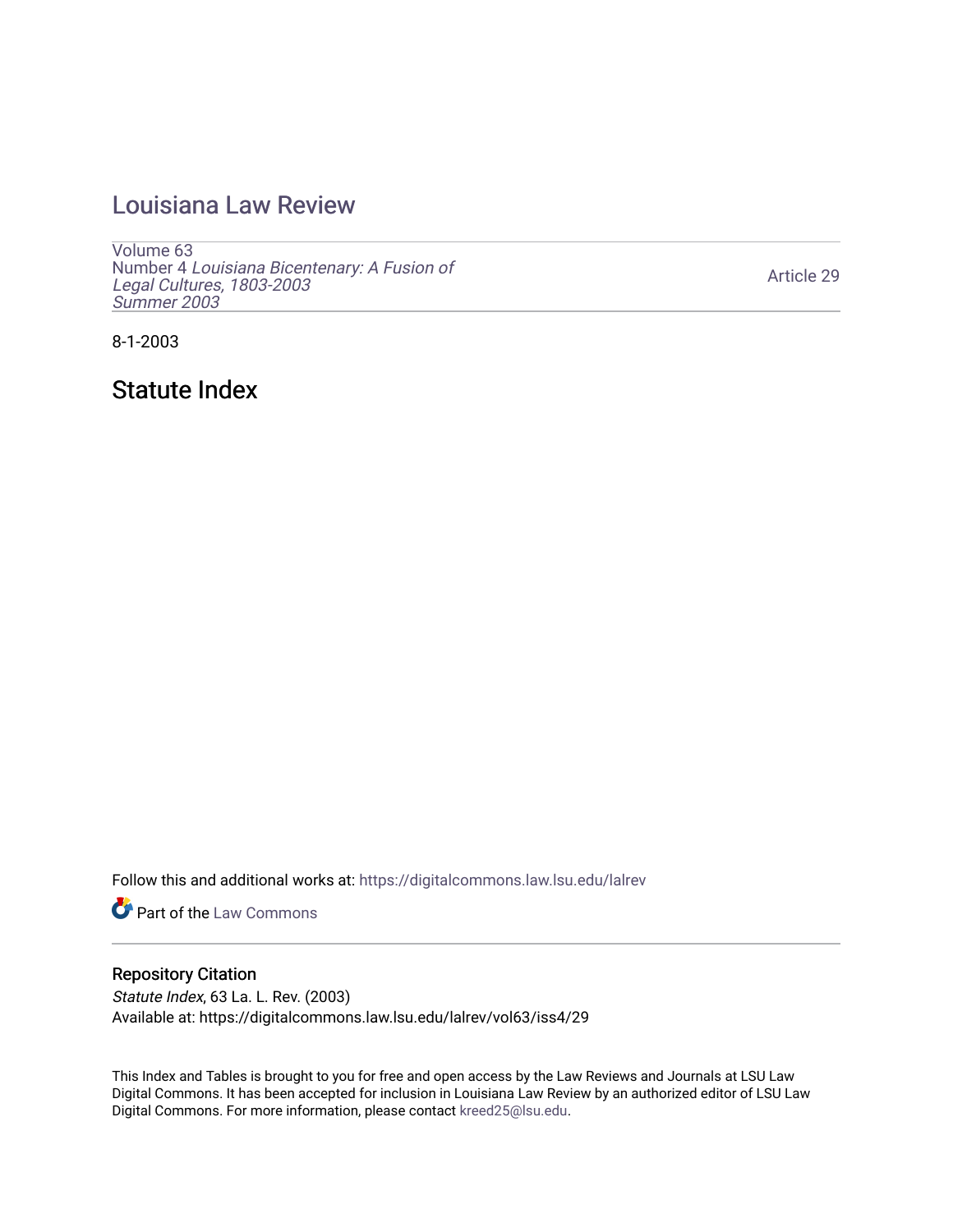# Louisiana Law Review

Volume 63
Number 4 *Louisiana Bicentenary: A Fusion of Legal Cultures, 1803-2003*
*Summer 2003*

Article 29

8-1-2003

## Statute Index

Follow this and additional works at: https://digitalcommons.law.lsu.edu/lalrev

Part of the Law Commons

### Repository Citation

*Statute Index*, 63 La. L. Rev. (2003)
Available at: https://digitalcommons.law.lsu.edu/lalrev/vol63/iss4/29

This Index and Tables is brought to you for free and open access by the Law Reviews and Journals at LSU Law Digital Commons. It has been accepted for inclusion in Louisiana Law Review by an authorized editor of LSU Law Digital Commons. For more information, please contact kreed25@lsu.edu.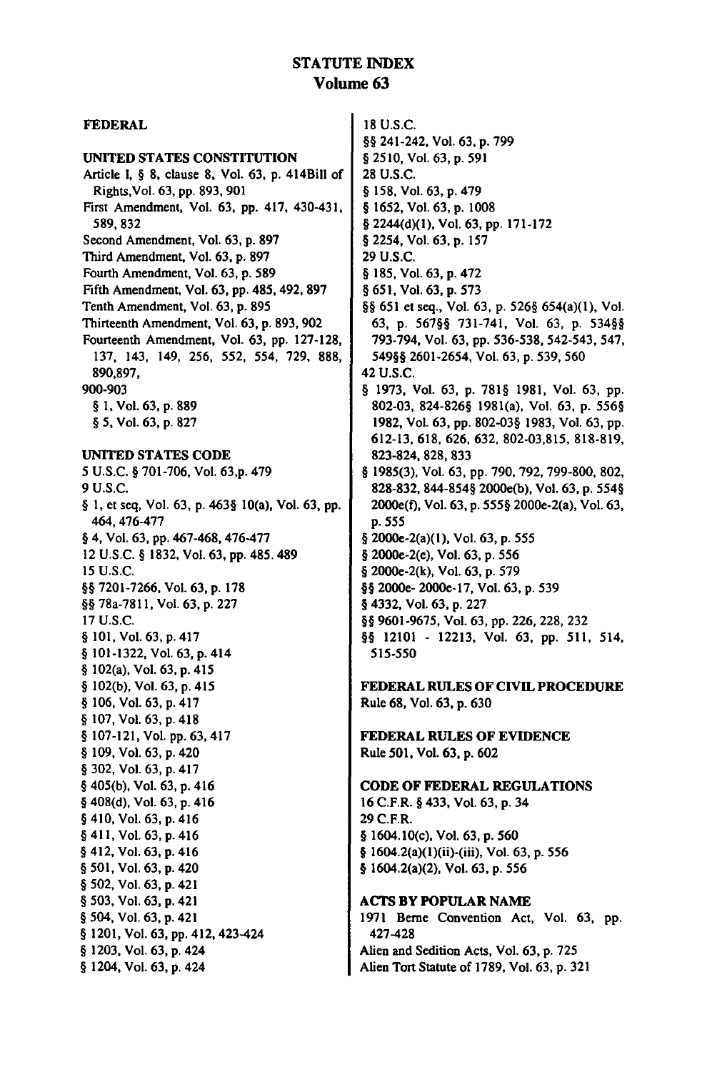# STATUTE INDEX
## Volume 63

### FEDERAL

### UNITED STATES CONSTITUTION

Article I, § 8, clause 8, Vol. 63, p. 414Bill of Rights,Vol. 63, pp. 893, 901
First Amendment, Vol. 63, pp. 417, 430-431, 589, 832
Second Amendment, Vol. 63, p. 897
Third Amendment, Vol. 63, p. 897
Fourth Amendment, Vol. 63, p. 589
Fifth Amendment, Vol. 63, pp. 485, 492, 897
Tenth Amendment, Vol. 63, p. 895
Thirteenth Amendment, Vol. 63, pp. 893, 902
Fourteenth Amendment, Vol. 63, pp. 127-128, 137, 143, 149, 256, 552, 554, 729, 888, 890,897,
900-903
§ 1, Vol. 63, p. 889
§ 5, Vol. 63, p. 827

### UNITED STATES CODE

5 U.S.C. § 701-706, Vol. 63,p. 479
9 U.S.C.
§ 1, et seq, Vol. 63, p. 463§ 10(a), Vol. 63, pp. 464, 476-477
§ 4, Vol. 63, pp. 467-468, 476-477
12 U.S.C. § 1832, Vol. 63, pp. 485. 489
15 U.S.C.
§§ 7201-7266, Vol. 63, p. 178
§§ 78a-7811, Vol. 63, p. 227
17 U.S.C.
§ 101, Vol. 63, p. 417
§ 101-1322, Vol. 63, p. 414
§ 102(a), Vol. 63, p. 415
§ 102(b), Vol. 63, p. 415
§ 106, Vol. 63, p. 417
§ 107, Vol. 63, p. 418
§ 107-121, Vol. pp. 63, 417
§ 109, Vol. 63, p. 420
§ 302, Vol. 63, p. 417
§ 405(b), Vol. 63, p. 416
§ 408(d), Vol. 63, p. 416
§ 410, Vol. 63, p. 416
§ 411, Vol. 63, p. 416
§ 412, Vol. 63, p. 416
§ 501, Vol. 63, p. 420
§ 502, Vol. 63, p. 421
§ 503, Vol. 63, p. 421
§ 504, Vol. 63, p. 421
§ 1201, Vol. 63, pp. 412, 423-424
§ 1203, Vol. 63, p. 424
§ 1204, Vol. 63, p. 424
18 U.S.C.
§§ 241-242, Vol. 63, p. 799
§ 2510, Vol. 63, p. 591
28 U.S.C.
§ 158, Vol. 63, p. 479
§ 1652, Vol. 63, p. 1008
§ 2244(d)(1), Vol. 63, pp. 171-172
§ 2254, Vol. 63, p. 157
29 U.S.C.
§ 185, Vol. 63, p. 472
§ 651, Vol. 63, p. 573
§§ 651 et seq., Vol. 63, p. 526§ 654(a)(1), Vol. 63, p. 567§§ 731-741, Vol. 63, p. 534§§ 793-794, Vol. 63, pp. 536-538, 542-543, 547, 549§§ 2601-2654, Vol. 63, p. 539, 560
42 U.S.C.
§ 1973, Vol. 63, p. 781§ 1981, Vol. 63, pp. 802-03, 824-826§ 1981(a), Vol. 63, p. 556§ 1982, Vol. 63, pp. 802-03§ 1983, Vol. 63, pp. 612-13, 618, 626, 632, 802-03,815, 818-819, 823-824, 828, 833
§ 1985(3), Vol. 63, pp. 790, 792, 799-800, 802, 828-832, 844-854§ 2000e(b), Vol. 63, p. 554§ 2000e(f), Vol. 63, p. 555§ 2000e-2(a), Vol. 63, p. 555
§ 2000e-2(a)(1), Vol. 63, p. 555
§ 2000e-2(e), Vol. 63, p. 556
§ 2000e-2(k), Vol. 63, p. 579
§§ 2000e- 2000e-17, Vol. 63, p. 539
§ 4332, Vol. 63, p. 227
§§ 9601-9675, Vol. 63, pp. 226, 228, 232
§§ 12101 - 12213, Vol. 63, pp. 511, 514, 515-550

### FEDERAL RULES OF CIVIL PROCEDURE

Rule 68, Vol. 63, p. 630

### FEDERAL RULES OF EVIDENCE

Rule 501, Vol. 63, p. 602

### CODE OF FEDERAL REGULATIONS

16 C.F.R. § 433, Vol. 63, p. 34
29 C.F.R.
§ 1604.10(c), Vol. 63, p. 560
§ 1604.2(a)(1)(ii)-(iii), Vol. 63, p. 556
§ 1604.2(a)(2), Vol. 63, p. 556

### ACTS BY POPULAR NAME

1971 Berne Convention Act, Vol. 63, pp. 427-428
Alien and Sedition Acts, Vol. 63, p. 725
Alien Tort Statute of 1789, Vol. 63, p. 321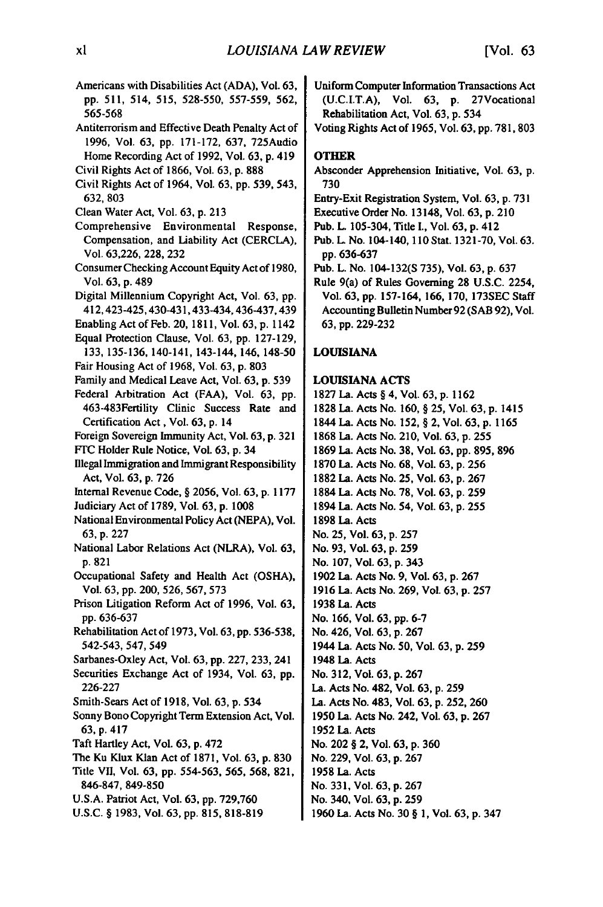Americans with Disabilities Act (ADA), Vol. 63, pp. 511, 514, 515, 528-550, 557-559, 562, 565-568

Antiterrorism and Effective Death Penalty Act of 1996, Vol. 63, pp. 171-172, 637, 725Audio Home Recording Act of 1992, Vol. 63, p. 419

Civil Rights Act of 1866, Vol. 63, p. 888

Civil Rights Act of 1964, Vol. 63, pp. 539, 543, 632, 803

Clean Water Act, Vol. 63, p. 213

Comprehensive Environmental Response, Compensation, and Liability Act (CERCLA), Vol. 63,226, 228, 232

Consumer Checking Account Equity Act of 1980, Vol. 63, p. 489

Digital Millennium Copyright Act, Vol. 63, pp. 412, 423-425, 430-431, 433-434, 436-437, 439

Enabling Act of Feb. 20, 1811, Vol. 63, p. 1142

Equal Protection Clause, Vol. 63, pp. 127-129, 133, 135-136, 140-141, 143-144, 146, 148-50

Fair Housing Act of 1968, Vol. 63, p. 803

Family and Medical Leave Act, Vol. 63, p. 539

Federal Arbitration Act (FAA), Vol. 63, pp. 463-483Fertility Clinic Success Rate and Certification Act , Vol. 63, p. 14

Foreign Sovereign Immunity Act, Vol. 63, p. 321

FTC Holder Rule Notice, Vol. 63, p. 34

Illegal Immigration and Immigrant Responsibility Act, Vol. 63, p. 726

Internal Revenue Code, § 2056, Vol. 63, p. 1177

Judiciary Act of 1789, Vol. 63, p. 1008

National Environmental Policy Act (NEPA), Vol. 63, p. 227

National Labor Relations Act (NLRA), Vol. 63, p. 821

Occupational Safety and Health Act (OSHA), Vol. 63, pp. 200, 526, 567, 573

Prison Litigation Reform Act of 1996, Vol. 63, pp. 636-637

Rehabilitation Act of 1973, Vol. 63, pp. 536-538, 542-543, 547, 549

Sarbanes-Oxley Act, Vol. 63, pp. 227, 233, 241

Securities Exchange Act of 1934, Vol. 63, pp. 226-227

Smith-Sears Act of 1918, Vol. 63, p. 534

Sonny Bono Copyright Term Extension Act, Vol. 63, p. 417

Taft Hartley Act, Vol. 63, p. 472

The Ku Klux Klan Act of 1871, Vol. 63, p. 830

Title VII, Vol. 63, pp. 554-563, 565, 568, 821, 846-847, 849-850

U.S.A. Patriot Act, Vol. 63, pp. 729,760

U.S.C. § 1983, Vol. 63, pp. 815, 818-819

Uniform Computer Information Transactions Act (U.C.I.T.A), Vol. 63, p. 27Vocational Rehabilitation Act, Vol. 63, p. 534

Voting Rights Act of 1965, Vol. 63, pp. 781, 803

**OTHER**

Absconder Apprehension Initiative, Vol. 63, p. 730

Entry-Exit Registration System, Vol. 63, p. 731

Executive Order No. 13148, Vol. 63, p. 210

Pub. L. 105-304, Title I., Vol. 63, p. 412

Pub. L. No. 104-140, 110 Stat. 1321-70, Vol. 63. pp. 636-637

Pub. L. No. 104-132(S 735), Vol. 63, p. 637

Rule 9(a) of Rules Governing 28 U.S.C. 2254, Vol. 63, pp. 157-164, 166, 170, 173SEC Staff Accounting Bulletin Number 92 (SAB 92), Vol. 63, pp. 229-232

**LOUISIANA**

**LOUISIANA ACTS**

1827 La. Acts § 4, Vol. 63, p. 1162

1828 La. Acts No. 160, § 25, Vol. 63, p. 1415

1844 La. Acts No. 152, § 2, Vol. 63, p. 1165

1868 La. Acts No. 210, Vol. 63, p. 255

1869 La. Acts No. 38, Vol. 63, pp. 895, 896

1870 La. Acts No. 68, Vol. 63, p. 256

1882 La. Acts No. 25, Vol. 63, p. 267

1884 La. Acts No. 78, Vol. 63, p. 259

1894 La. Acts No. 54, Vol. 63, p. 255

1898 La. Acts

No. 25, Vol. 63, p. 257

No. 93, Vol. 63, p. 259

No. 107, Vol. 63, p. 343

1902 La. Acts No. 9, Vol. 63, p. 267

1916 La. Acts No. 269, Vol. 63, p. 257

1938 La. Acts

No. 166, Vol. 63, pp. 6-7

No. 426, Vol. 63, p. 267

1944 La. Acts No. 50, Vol. 63, p. 259

1948 La. Acts

No. 312, Vol. 63, p. 267

La. Acts No. 482, Vol. 63, p. 259

La. Acts No. 483, Vol. 63, p. 252, 260

1950 La. Acts No. 242, Vol. 63, p. 267

1952 La. Acts

No. 202 § 2, Vol. 63, p. 360

No. 229, Vol. 63, p. 267

1958 La. Acts

No. 331, Vol. 63, p. 267

No. 340, Vol. 63, p. 259

1960 La. Acts No. 30 § 1, Vol. 63, p. 347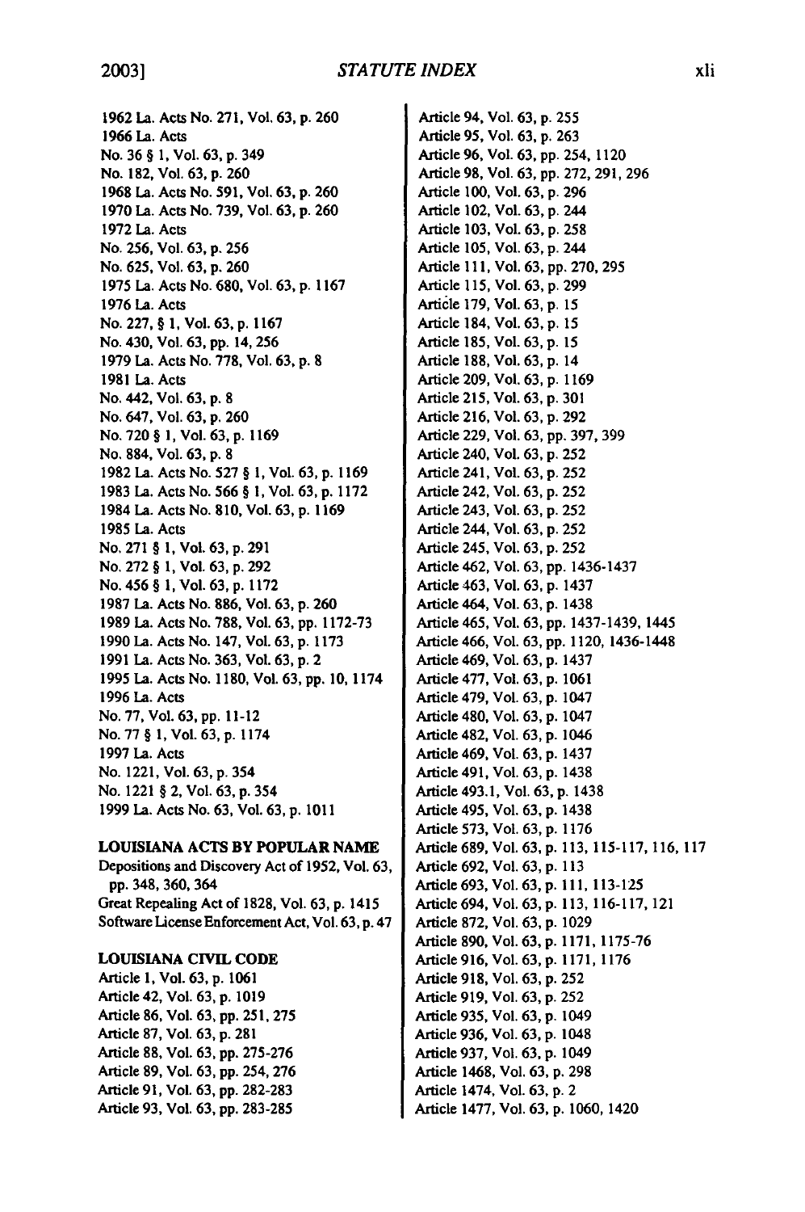1962 La. Acts No. 271, Vol. 63, p. 260
1966 La. Acts
No. 36 § 1, Vol. 63, p. 349
No. 182, Vol. 63, p. 260
1968 La. Acts No. 591, Vol. 63, p. 260
1970 La. Acts No. 739, Vol. 63, p. 260
1972 La. Acts
No. 256, Vol. 63, p. 256
No. 625, Vol. 63, p. 260
1975 La. Acts No. 680, Vol. 63, p. 1167
1976 La. Acts
No. 227, § 1, Vol. 63, p. 1167
No. 430, Vol. 63, pp. 14, 256
1979 La. Acts No. 778, Vol. 63, p. 8
1981 La. Acts
No. 442, Vol. 63, p. 8
No. 647, Vol. 63, p. 260
No. 720 § 1, Vol. 63, p. 1169
No. 884, Vol. 63, p. 8
1982 La. Acts No. 527 § 1, Vol. 63, p. 1169
1983 La. Acts No. 566 § 1, Vol. 63, p. 1172
1984 La. Acts No. 810, Vol. 63, p. 1169
1985 La. Acts
No. 271 § 1, Vol. 63, p. 291
No. 272 § 1, Vol. 63, p. 292
No. 456 § 1, Vol. 63, p. 1172
1987 La. Acts No. 886, Vol. 63, p. 260
1989 La. Acts No. 788, Vol. 63, pp. 1172-73
1990 La. Acts No. 147, Vol. 63, p. 1173
1991 La. Acts No. 363, Vol. 63, p. 2
1995 La. Acts No. 1180, Vol. 63, pp. 10, 1174
1996 La. Acts
No. 77, Vol. 63, pp. 11-12
No. 77 § 1, Vol. 63, p. 1174
1997 La. Acts
No. 1221, Vol. 63, p. 354
No. 1221 § 2, Vol. 63, p. 354
1999 La. Acts No. 63, Vol. 63, p. 1011

**LOUISIANA ACTS BY POPULAR NAME**

Depositions and Discovery Act of 1952, Vol. 63, pp. 348, 360, 364
Great Repealing Act of 1828, Vol. 63, p. 1415
Software License Enforcement Act, Vol. 63, p. 47

**LOUISIANA CIVIL CODE**

Article 1, Vol. 63, p. 1061
Article 42, Vol. 63, p. 1019
Article 86, Vol. 63, pp. 251, 275
Article 87, Vol. 63, p. 281
Article 88, Vol. 63, pp. 275-276
Article 89, Vol. 63, pp. 254, 276
Article 91, Vol. 63, pp. 282-283
Article 93, Vol. 63, pp. 283-285
Article 94, Vol. 63, p. 255
Article 95, Vol. 63, p. 263
Article 96, Vol. 63, pp. 254, 1120
Article 98, Vol. 63, pp. 272, 291, 296
Article 100, Vol. 63, p. 296
Article 102, Vol. 63, p. 244
Article 103, Vol. 63, p. 258
Article 105, Vol. 63, p. 244
Article 111, Vol. 63, pp. 270, 295
Article 115, Vol. 63, p. 299
Article 179, Vol. 63, p. 15
Article 184, Vol. 63, p. 15
Article 185, Vol. 63, p. 15
Article 188, Vol. 63, p. 14
Article 209, Vol. 63, p. 1169
Article 215, Vol. 63, p. 301
Article 216, Vol. 63, p. 292
Article 229, Vol. 63, pp. 397, 399
Article 240, Vol. 63, p. 252
Article 241, Vol. 63, p. 252
Article 242, Vol. 63, p. 252
Article 243, Vol. 63, p. 252
Article 244, Vol. 63, p. 252
Article 245, Vol. 63, p. 252
Article 462, Vol. 63, pp. 1436-1437
Article 463, Vol. 63, p. 1437
Article 464, Vol. 63, p. 1438
Article 465, Vol. 63, pp. 1437-1439, 1445
Article 466, Vol. 63, pp. 1120, 1436-1448
Article 469, Vol. 63, p. 1437
Article 477, Vol. 63, p. 1061
Article 479, Vol. 63, p. 1047
Article 480, Vol. 63, p. 1047
Article 482, Vol. 63, p. 1046
Article 469, Vol. 63, p. 1437
Article 491, Vol. 63, p. 1438
Article 493.1, Vol. 63, p. 1438
Article 495, Vol. 63, p. 1438
Article 573, Vol. 63, p. 1176
Article 689, Vol. 63, p. 113, 115-117, 116, 117
Article 692, Vol. 63, p. 113
Article 693, Vol. 63, p. 111, 113-125
Article 694, Vol. 63, p. 113, 116-117, 121
Article 872, Vol. 63, p. 1029
Article 890, Vol. 63, p. 1171, 1175-76
Article 916, Vol. 63, p. 1171, 1176
Article 918, Vol. 63, p. 252
Article 919, Vol. 63, p. 252
Article 935, Vol. 63, p. 1049
Article 936, Vol. 63, p. 1048
Article 937, Vol. 63, p. 1049
Article 1468, Vol. 63, p. 298
Article 1474, Vol. 63, p. 2
Article 1477, Vol. 63, p. 1060, 1420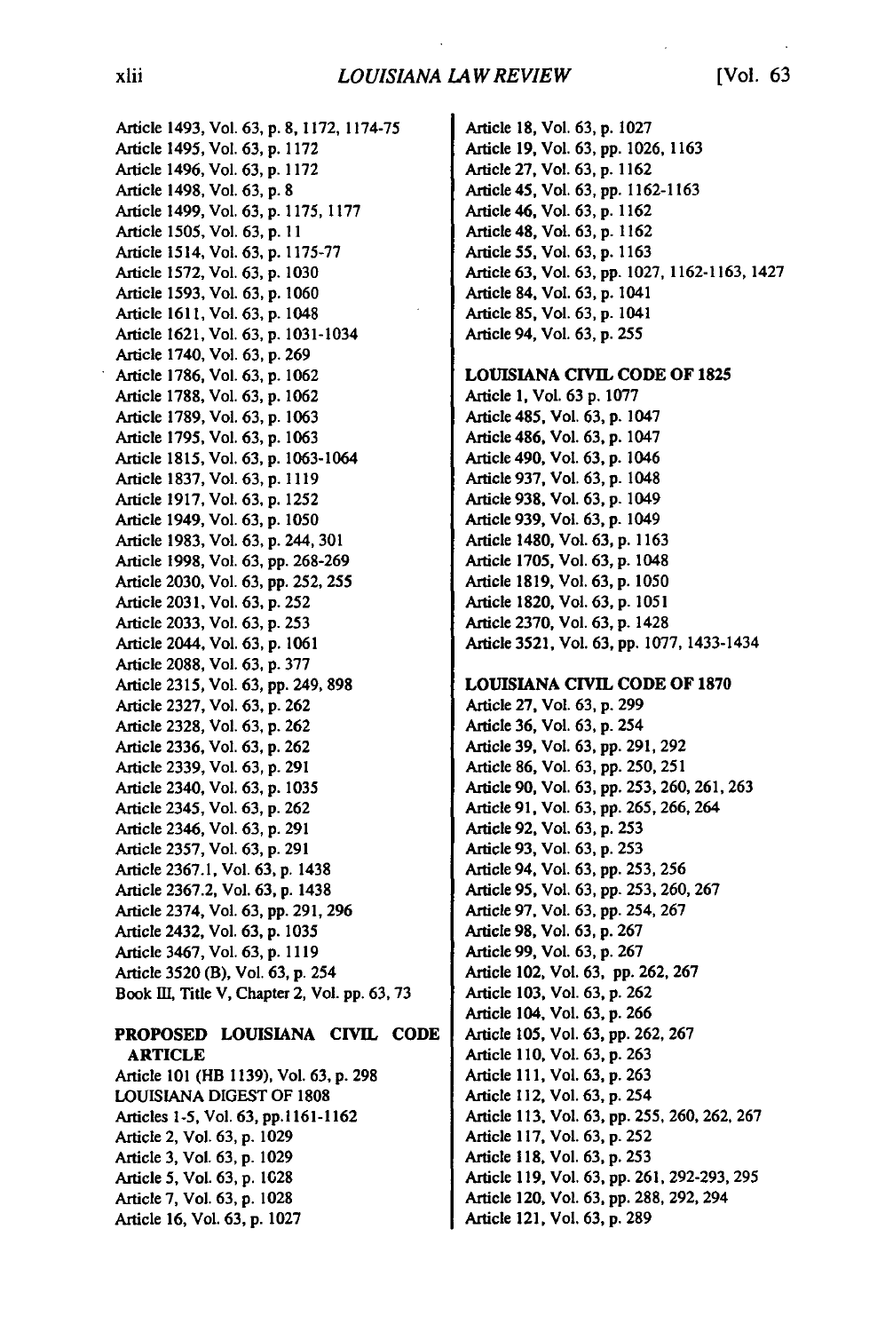Article 1493, Vol. 63, p. 8, 1172, 1174-75
Article 1495, Vol. 63, p. 1172
Article 1496, Vol. 63, p. 1172
Article 1498, Vol. 63, p. 8
Article 1499, Vol. 63, p. 1175, 1177
Article 1505, Vol. 63, p. 11
Article 1514, Vol. 63, p. 1175-77
Article 1572, Vol. 63, p. 1030
Article 1593, Vol. 63, p. 1060
Article 1611, Vol. 63, p. 1048
Article 1621, Vol. 63, p. 1031-1034
Article 1740, Vol. 63, p. 269
Article 1786, Vol. 63, p. 1062
Article 1788, Vol. 63, p. 1062
Article 1789, Vol. 63, p. 1063
Article 1795, Vol. 63, p. 1063
Article 1815, Vol. 63, p. 1063-1064
Article 1837, Vol. 63, p. 1119
Article 1917, Vol. 63, p. 1252
Article 1949, Vol. 63, p. 1050
Article 1983, Vol. 63, p. 244, 301
Article 1998, Vol. 63, pp. 268-269
Article 2030, Vol. 63, pp. 252, 255
Article 2031, Vol. 63, p. 252
Article 2033, Vol. 63, p. 253
Article 2044, Vol. 63, p. 1061
Article 2088, Vol. 63, p. 377
Article 2315, Vol. 63, pp. 249, 898
Article 2327, Vol. 63, p. 262
Article 2328, Vol. 63, p. 262
Article 2336, Vol. 63, p. 262
Article 2339, Vol. 63, p. 291
Article 2340, Vol. 63, p. 1035
Article 2345, Vol. 63, p. 262
Article 2346, Vol. 63, p. 291
Article 2357, Vol. 63, p. 291
Article 2367.1, Vol. 63, p. 1438
Article 2367.2, Vol. 63, p. 1438
Article 2374, Vol. 63, pp. 291, 296
Article 2432, Vol. 63, p. 1035
Article 3467, Vol. 63, p. 1119
Article 3520 (B), Vol. 63, p. 254
Book III, Title V, Chapter 2, Vol. pp. 63, 73

**PROPOSED LOUISIANA CIVIL CODE ARTICLE**

Article 101 (HB 1139), Vol. 63, p. 298

LOUISIANA DIGEST OF 1808

Articles 1-5, Vol. 63, pp.1161-1162
Article 2, Vol. 63, p. 1029
Article 3, Vol. 63, p. 1029
Article 5, Vol. 63, p. 1028
Article 7, Vol. 63, p. 1028
Article 16, Vol. 63, p. 1027
Article 18, Vol. 63, p. 1027
Article 19, Vol. 63, pp. 1026, 1163
Article 27, Vol. 63, p. 1162
Article 45, Vol. 63, pp. 1162-1163
Article 46, Vol. 63, p. 1162
Article 48, Vol. 63, p. 1162
Article 55, Vol. 63, p. 1163
Article 63, Vol. 63, pp. 1027, 1162-1163, 1427
Article 84, Vol. 63, p. 1041
Article 85, Vol. 63, p. 1041
Article 94, Vol. 63, p. 255

**LOUISIANA CIVIL CODE OF 1825**

Article 1, Vol. 63 p. 1077
Article 485, Vol. 63, p. 1047
Article 486, Vol. 63, p. 1047
Article 490, Vol. 63, p. 1046
Article 937, Vol. 63, p. 1048
Article 938, Vol. 63, p. 1049
Article 939, Vol. 63, p. 1049
Article 1480, Vol. 63, p. 1163
Article 1705, Vol. 63, p. 1048
Article 1819, Vol. 63, p. 1050
Article 1820, Vol. 63, p. 1051
Article 2370, Vol. 63, p. 1428
Article 3521, Vol. 63, pp. 1077, 1433-1434

**LOUISIANA CIVIL CODE OF 1870**

Article 27, Vol. 63, p. 299
Article 36, Vol. 63, p. 254
Article 39, Vol. 63, pp. 291, 292
Article 86, Vol. 63, pp. 250, 251
Article 90, Vol. 63, pp. 253, 260, 261, 263
Article 91, Vol. 63, pp. 265, 266, 264
Article 92, Vol. 63, p. 253
Article 93, Vol. 63, p. 253
Article 94, Vol. 63, pp. 253, 256
Article 95, Vol. 63, pp. 253, 260, 267
Article 97, Vol. 63, pp. 254, 267
Article 98, Vol. 63, p. 267
Article 99, Vol. 63, p. 267
Article 102, Vol. 63, pp. 262, 267
Article 103, Vol. 63, p. 262
Article 104, Vol. 63, p. 266
Article 105, Vol. 63, pp. 262, 267
Article 110, Vol. 63, p. 263
Article 111, Vol. 63, p. 263
Article 112, Vol. 63, p. 254
Article 113, Vol. 63, pp. 255, 260, 262, 267
Article 117, Vol. 63, p. 252
Article 118, Vol. 63, p. 253
Article 119, Vol. 63, pp. 261, 292-293, 295
Article 120, Vol. 63, pp. 288, 292, 294
Article 121, Vol. 63, p. 289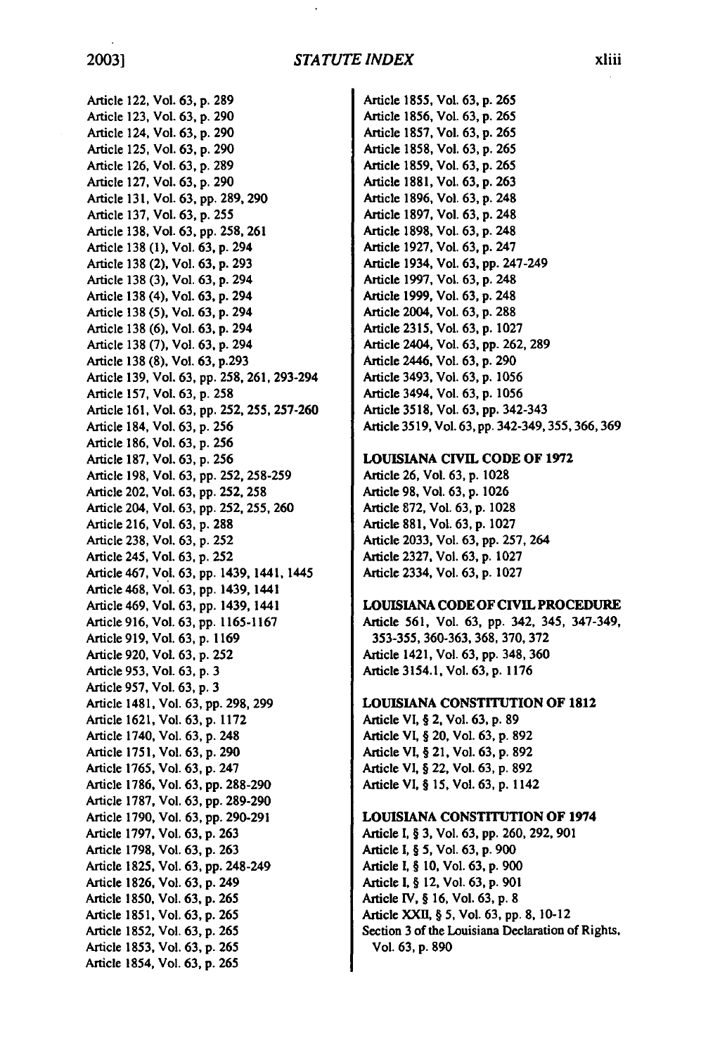Article 122, Vol. 63, p. 289
Article 123, Vol. 63, p. 290
Article 124, Vol. 63, p. 290
Article 125, Vol. 63, p. 290
Article 126, Vol. 63, p. 289
Article 127, Vol. 63, p. 290
Article 131, Vol. 63, pp. 289, 290
Article 137, Vol. 63, p. 255
Article 138, Vol. 63, pp. 258, 261
Article 138 (1), Vol. 63, p. 294
Article 138 (2), Vol. 63, p. 293
Article 138 (3), Vol. 63, p. 294
Article 138 (4), Vol. 63, p. 294
Article 138 (5), Vol. 63, p. 294
Article 138 (6), Vol. 63, p. 294
Article 138 (7), Vol. 63, p. 294
Article 138 (8), Vol. 63, p.293
Article 139, Vol. 63, pp. 258, 261, 293-294
Article 157, Vol. 63, p. 258
Article 161, Vol. 63, pp. 252, 255, 257-260
Article 184, Vol. 63, p. 256
Article 186, Vol. 63, p. 256
Article 187, Vol. 63, p. 256
Article 198, Vol. 63, pp. 252, 258-259
Article 202, Vol. 63, pp. 252, 258
Article 204, Vol. 63, pp. 252, 255, 260
Article 216, Vol. 63, p. 288
Article 238, Vol. 63, p. 252
Article 245, Vol. 63, p. 252
Article 467, Vol. 63, pp. 1439, 1441, 1445
Article 468, Vol. 63, pp. 1439, 1441
Article 469, Vol. 63, pp. 1439, 1441
Article 916, Vol. 63, pp. 1165-1167
Article 919, Vol. 63, p. 1169
Article 920, Vol. 63, p. 252
Article 953, Vol. 63, p. 3
Article 957, Vol. 63, p. 3
Article 1481, Vol. 63, pp. 298, 299
Article 1621, Vol. 63, p. 1172
Article 1740, Vol. 63, p. 248
Article 1751, Vol. 63, p. 290
Article 1765, Vol. 63, p. 247
Article 1786, Vol. 63, pp. 288-290
Article 1787, Vol. 63, pp. 289-290
Article 1790, Vol. 63, pp. 290-291
Article 1797, Vol. 63, p. 263
Article 1798, Vol. 63, p. 263
Article 1825, Vol. 63, pp. 248-249
Article 1826, Vol. 63, p. 249
Article 1850, Vol. 63, p. 265
Article 1851, Vol. 63, p. 265
Article 1852, Vol. 63, p. 265
Article 1853, Vol. 63, p. 265
Article 1854, Vol. 63, p. 265
Article 1855, Vol. 63, p. 265
Article 1856, Vol. 63, p. 265
Article 1857, Vol. 63, p. 265
Article 1858, Vol. 63, p. 265
Article 1859, Vol. 63, p. 265
Article 1881, Vol. 63, p. 263
Article 1896, Vol. 63, p. 248
Article 1897, Vol. 63, p. 248
Article 1898, Vol. 63, p. 248
Article 1927, Vol. 63, p. 247
Article 1934, Vol. 63, pp. 247-249
Article 1997, Vol. 63, p. 248
Article 1999, Vol. 63, p. 248
Article 2004, Vol. 63, p. 288
Article 2315, Vol. 63, p. 1027
Article 2404, Vol. 63, pp. 262, 289
Article 2446, Vol. 63, p. 290
Article 3493, Vol. 63, p. 1056
Article 3494, Vol. 63, p. 1056
Article 3518, Vol. 63, pp. 342-343
Article 3519, Vol. 63, pp. 342-349, 355, 366, 369

**LOUISIANA CIVIL CODE OF 1972**

Article 26, Vol. 63, p. 1028
Article 98, Vol. 63, p. 1026
Article 872, Vol. 63, p. 1028
Article 881, Vol. 63, p. 1027
Article 2033, Vol. 63, pp. 257, 264
Article 2327, Vol. 63, p. 1027
Article 2334, Vol. 63, p. 1027

**LOUISIANA CODE OF CIVIL PROCEDURE**

Article 561, Vol. 63, pp. 342, 345, 347-349, 353-355, 360-363, 368, 370, 372
Article 1421, Vol. 63, pp. 348, 360
Article 3154.1, Vol. 63, p. 1176

**LOUISIANA CONSTITUTION OF 1812**

Article VI, § 2, Vol. 63, p. 89
Article VI, § 20, Vol. 63, p. 892
Article VI, § 21, Vol. 63, p. 892
Article VI, § 22, Vol. 63, p. 892
Article VI, § 15, Vol. 63, p. 1142

**LOUISIANA CONSTITUTION OF 1974**

Article I, § 3, Vol. 63, pp. 260, 292, 901
Article I, § 5, Vol. 63, p. 900
Article I, § 10, Vol. 63, p. 900
Article I, § 12, Vol. 63, p. 901
Article IV, § 16, Vol. 63, p. 8
Article XXII, § 5, Vol. 63, pp. 8, 10-12
Section 3 of the Louisiana Declaration of Rights, Vol. 63, p. 890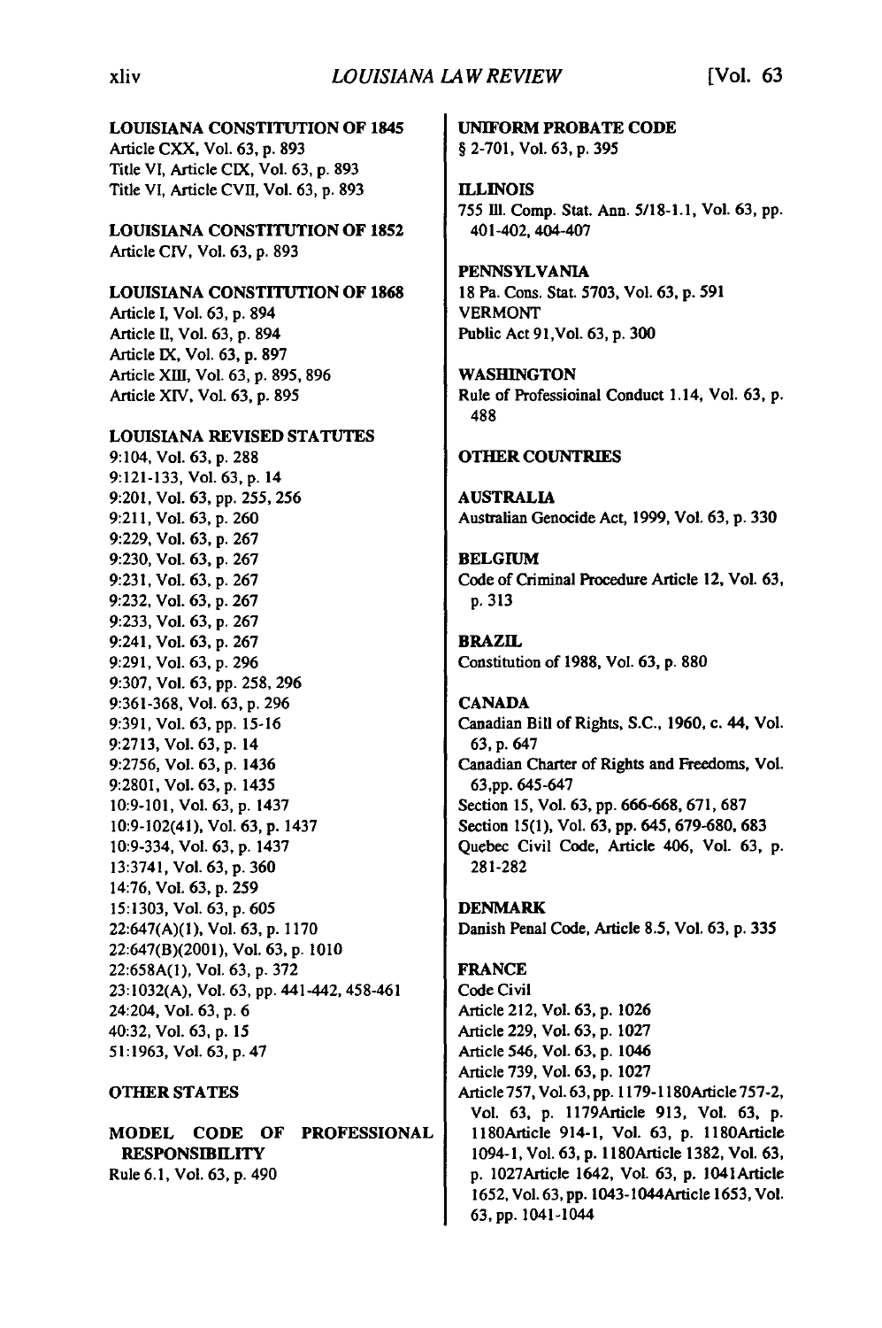**LOUISIANA CONSTITUTION OF 1845**

Article CXX, Vol. 63, p. 893
Title VI, Article CIX, Vol. 63, p. 893
Title VI, Article CVII, Vol. 63, p. 893

**LOUISIANA CONSTITUTION OF 1852**

Article CIV, Vol. 63, p. 893

**LOUISIANA CONSTITUTION OF 1868**

Article I, Vol. 63, p. 894
Article II, Vol. 63, p. 894
Article IX, Vol. 63, p. 897
Article XIII, Vol. 63, p. 895, 896
Article XIV, Vol. 63, p. 895

**LOUISIANA REVISED STATUTES**

9:104, Vol. 63, p. 288
9:121-133, Vol. 63, p. 14
9:201, Vol. 63, pp. 255, 256
9:211, Vol. 63, p. 260
9:229, Vol. 63, p. 267
9:230, Vol. 63, p. 267
9:231, Vol. 63, p. 267
9:232, Vol. 63, p. 267
9:233, Vol. 63, p. 267
9:241, Vol. 63, p. 267
9:291, Vol. 63, p. 296
9:307, Vol. 63, pp. 258, 296
9:361-368, Vol. 63, p. 296
9:391, Vol. 63, pp. 15-16
9:2713, Vol. 63, p. 14
9:2756, Vol. 63, p. 1436
9:2801, Vol. 63, p. 1435
10:9-101, Vol. 63, p. 1437
10:9-102(41), Vol. 63, p. 1437
10:9-334, Vol. 63, p. 1437
13:3741, Vol. 63, p. 360
14:76, Vol. 63, p. 259
15:1303, Vol. 63, p. 605
22:647(A)(1), Vol. 63, p. 1170
22:647(B)(2001), Vol. 63, p. 1010
22:658A(1), Vol. 63, p. 372
23:1032(A), Vol. 63, pp. 441-442, 458-461
24:204, Vol. 63, p. 6
40:32, Vol. 63, p. 15
51:1963, Vol. 63, p. 47

**OTHER STATES**

**MODEL CODE OF PROFESSIONAL RESPONSIBILITY**

Rule 6.1, Vol. 63, p. 490

**UNIFORM PROBATE CODE**

§ 2-701, Vol. 63, p. 395

**ILLINOIS**

755 Ill. Comp. Stat. Ann. 5/18-1.1, Vol. 63, pp. 401-402, 404-407

**PENNSYLVANIA**

18 Pa. Cons. Stat. 5703, Vol. 63, p. 591

**VERMONT**

Public Act 91,Vol. 63, p. 300

**WASHINGTON**

Rule of Professioinal Conduct 1.14, Vol. 63, p. 488

**OTHER COUNTRIES**

**AUSTRALIA**

Australian Genocide Act, 1999, Vol. 63, p. 330

**BELGIUM**

Code of Criminal Procedure Article 12, Vol. 63, p. 313

**BRAZIL**

Constitution of 1988, Vol. 63, p. 880

**CANADA**

Canadian Bill of Rights, S.C., 1960, c. 44, Vol. 63, p. 647
Canadian Charter of Rights and Freedoms, Vol. 63,pp. 645-647
Section 15, Vol. 63, pp. 666-668, 671, 687
Section 15(1), Vol. 63, pp. 645, 679-680, 683
Quebec Civil Code, Article 406, Vol. 63, p. 281-282

**DENMARK**

Danish Penal Code, Article 8.5, Vol. 63, p. 335

**FRANCE**

Code Civil
Article 212, Vol. 63, p. 1026
Article 229, Vol. 63, p. 1027
Article 546, Vol. 63, p. 1046
Article 739, Vol. 63, p. 1027
Article 757, Vol. 63, pp. 1179-1180Article 757-2, Vol. 63, p. 1179Article 913, Vol. 63, p. 1180Article 914-1, Vol. 63, p. 1180Article 1094-1, Vol. 63, p. 1180Article 1382, Vol. 63, p. 1027Article 1642, Vol. 63, p. 1041Article 1652, Vol. 63, pp. 1043-1044Article 1653, Vol. 63, pp. 1041-1044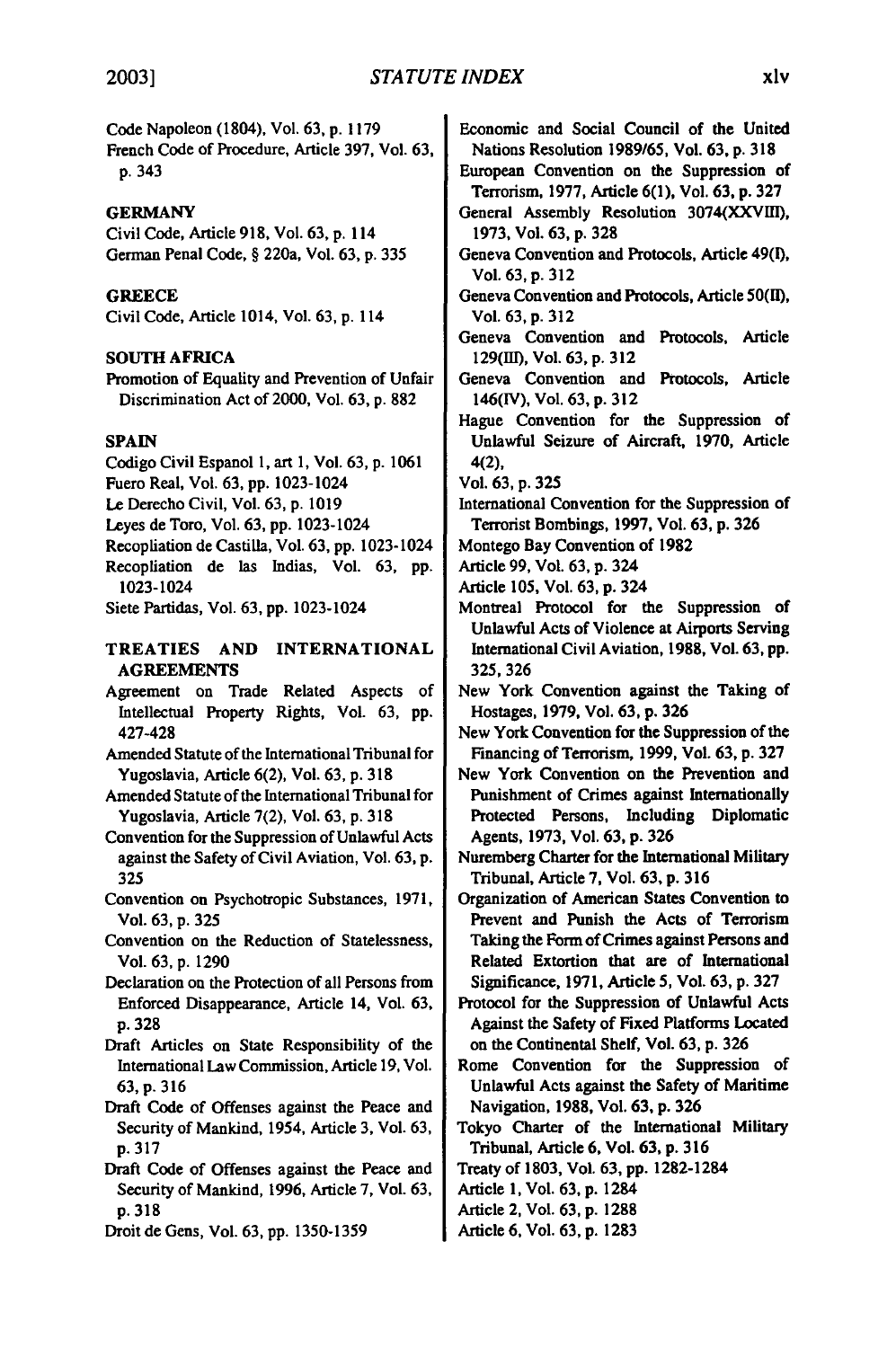Code Napoleon (1804), Vol. 63, p. 1179

French Code of Procedure, Article 397, Vol. 63, p. 343

### GERMANY

Civil Code, Article 918, Vol. 63, p. 114

German Penal Code, § 220a, Vol. 63, p. 335

### GREECE

Civil Code, Article 1014, Vol. 63, p. 114

### SOUTH AFRICA

Promotion of Equality and Prevention of Unfair Discrimination Act of 2000, Vol. 63, p. 882

### SPAIN

Codigo Civil Espanol 1, art 1, Vol. 63, p. 1061

Fuero Real, Vol. 63, pp. 1023-1024

Le Derecho Civil, Vol. 63, p. 1019

Leyes de Toro, Vol. 63, pp. 1023-1024

Recopliation de Castilla, Vol. 63, pp. 1023-1024

Recopliation de las Indias, Vol. 63, pp. 1023-1024

Siete Partidas, Vol. 63, pp. 1023-1024

### TREATIES AND INTERNATIONAL AGREEMENTS

Agreement on Trade Related Aspects of Intellectual Property Rights, Vol. 63, pp. 427-428

Amended Statute of the International Tribunal for Yugoslavia, Article 6(2), Vol. 63, p. 318

Amended Statute of the International Tribunal for Yugoslavia, Article 7(2), Vol. 63, p. 318

Convention for the Suppression of Unlawful Acts against the Safety of Civil Aviation, Vol. 63, p. 325

Convention on Psychotropic Substances, 1971, Vol. 63, p. 325

Convention on the Reduction of Statelessness, Vol. 63, p. 1290

Declaration on the Protection of all Persons from Enforced Disappearance, Article 14, Vol. 63, p. 328

Draft Articles on State Responsibility of the International Law Commission, Article 19, Vol. 63, p. 316

Draft Code of Offenses against the Peace and Security of Mankind, 1954, Article 3, Vol. 63, p. 317

Draft Code of Offenses against the Peace and Security of Mankind, 1996, Article 7, Vol. 63, p. 318

Droit de Gens, Vol. 63, pp. 1350-1359

Economic and Social Council of the United Nations Resolution 1989/65, Vol. 63, p. 318

European Convention on the Suppression of Terrorism, 1977, Article 6(1), Vol. 63, p. 327

General Assembly Resolution 3074(XXVIII), 1973, Vol. 63, p. 328

Geneva Convention and Protocols, Article 49(I), Vol. 63, p. 312

Geneva Convention and Protocols, Article 50(II), Vol. 63, p. 312

Geneva Convention and Protocols, Article 129(III), Vol. 63, p. 312

Geneva Convention and Protocols, Article 146(IV), Vol. 63, p. 312

Hague Convention for the Suppression of Unlawful Seizure of Aircraft, 1970, Article 4(2),

Vol. 63, p. 325

International Convention for the Suppression of Terrorist Bombings, 1997, Vol. 63, p. 326

Montego Bay Convention of 1982

Article 99, Vol. 63, p. 324

Article 105, Vol. 63, p. 324

Montreal Protocol for the Suppression of Unlawful Acts of Violence at Airports Serving International Civil Aviation, 1988, Vol. 63, pp. 325, 326

New York Convention against the Taking of Hostages, 1979, Vol. 63, p. 326

New York Convention for the Suppression of the Financing of Terrorism, 1999, Vol. 63, p. 327

New York Convention on the Prevention and Punishment of Crimes against Internationally Protected Persons, Including Diplomatic Agents, 1973, Vol. 63, p. 326

Nuremberg Charter for the International Military Tribunal, Article 7, Vol. 63, p. 316

Organization of American States Convention to Prevent and Punish the Acts of Terrorism Taking the Form of Crimes against Persons and Related Extortion that are of International Significance, 1971, Article 5, Vol. 63, p. 327

Protocol for the Suppression of Unlawful Acts Against the Safety of Fixed Platforms Located on the Continental Shelf, Vol. 63, p. 326

Rome Convention for the Suppression of Unlawful Acts against the Safety of Maritime Navigation, 1988, Vol. 63, p. 326

Tokyo Charter of the International Military Tribunal, Article 6, Vol. 63, p. 316

Treaty of 1803, Vol. 63, pp. 1282-1284

Article 1, Vol. 63, p. 1284

Article 2, Vol. 63, p. 1288

Article 6, Vol. 63, p. 1283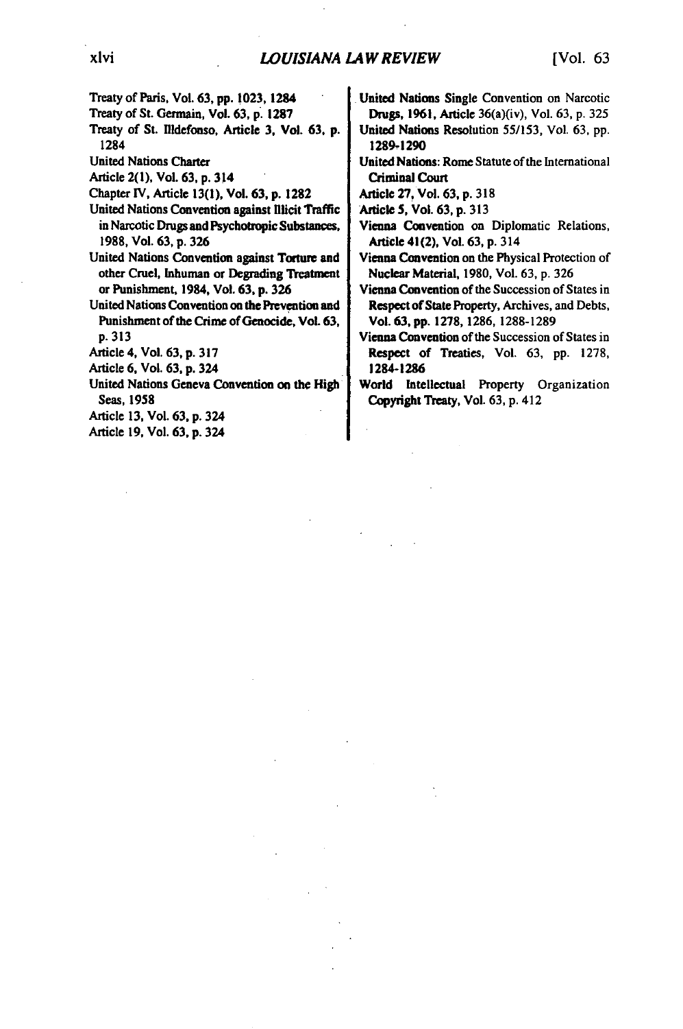Treaty of Paris, Vol. 63, pp. 1023, 1284
Treaty of St. Germain, Vol. 63, p. 1287
Treaty of St. Illdefonso, Article 3, Vol. 63, p. 1284
United Nations Charter
Article 2(1), Vol. 63, p. 314
Chapter IV, Article 13(1), Vol. 63, p. 1282
United Nations Convention against Illicit Traffic in Narcotic Drugs and Psychotropic Substances, 1988, Vol. 63, p. 326
United Nations Convention against Torture and other Cruel, Inhuman or Degrading Treatment or Punishment, 1984, Vol. 63, p. 326
United Nations Convention on the Prevention and Punishment of the Crime of Genocide, Vol. 63, p. 313
Article 4, Vol. 63, p. 317
Article 6, Vol. 63, p. 324
United Nations Geneva Convention on the High Seas, 1958
Article 13, Vol. 63, p. 324
Article 19, Vol. 63, p. 324
United Nations Single Convention on Narcotic Drugs, 1961, Article 36(a)(iv), Vol. 63, p. 325
United Nations Resolution 55/153, Vol. 63, pp. 1289-1290
United Nations: Rome Statute of the International Criminal Court
Article 27, Vol. 63, p. 318
Article 5, Vol. 63, p. 313
Vienna Convention on Diplomatic Relations, Article 41(2), Vol. 63, p. 314
Vienna Convention on the Physical Protection of Nuclear Material, 1980, Vol. 63, p. 326
Vienna Convention of the Succession of States in Respect of State Property, Archives, and Debts, Vol. 63, pp. 1278, 1286, 1288-1289
Vienna Convention of the Succession of States in Respect of Treaties, Vol. 63, pp. 1278, 1284-1286
World Intellectual Property Organization Copyright Treaty, Vol. 63, p. 412